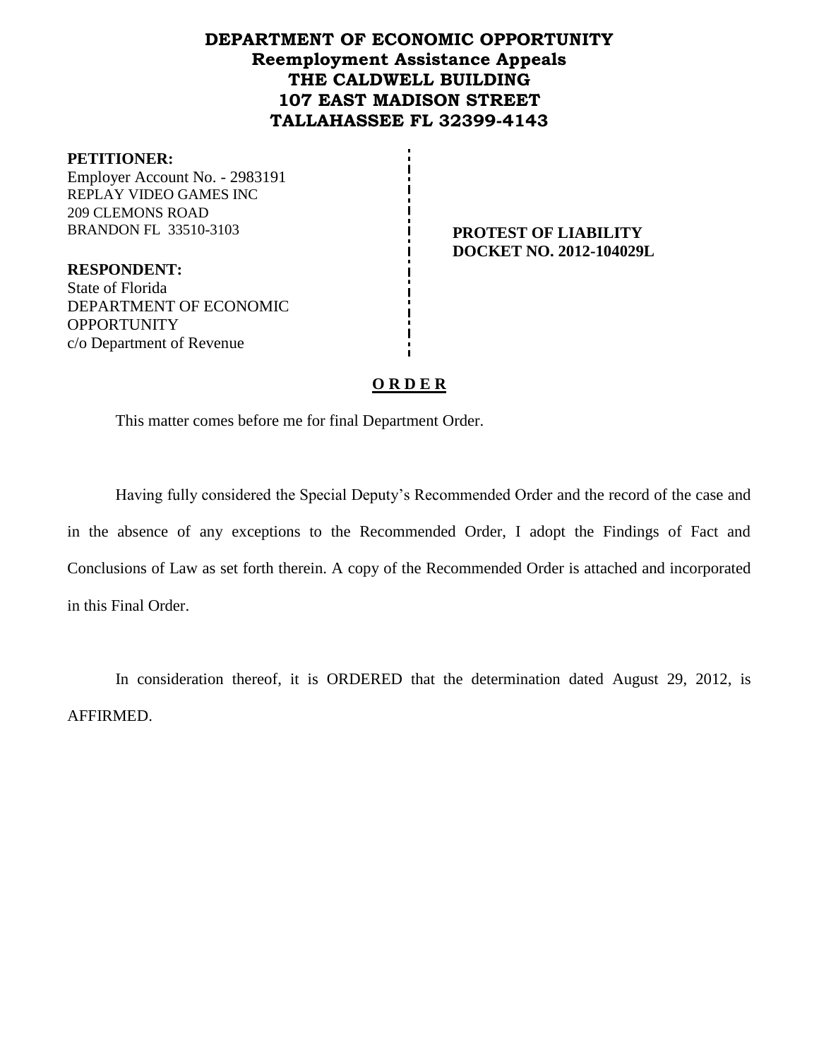**DEPARTMENT OF ECONOMIC OPPORTUNITY**
**Reemployment Assistance Appeals**
**THE CALDWELL BUILDING**
**107 EAST MADISON STREET**
**TALLAHASSEE FL 32399-4143**

**PETITIONER:**
Employer Account No. - 2983191
REPLAY VIDEO GAMES INC
209 CLEMONS ROAD
BRANDON FL 33510-3103

**PROTEST OF LIABILITY**
**DOCKET NO. 2012-104029L**

**RESPONDENT:**
State of Florida
DEPARTMENT OF ECONOMIC OPPORTUNITY
c/o Department of Revenue

## O R D E R

This matter comes before me for final Department Order.

Having fully considered the Special Deputy's Recommended Order and the record of the case and in the absence of any exceptions to the Recommended Order, I adopt the Findings of Fact and Conclusions of Law as set forth therein. A copy of the Recommended Order is attached and incorporated in this Final Order.

In consideration thereof, it is ORDERED that the determination dated August 29, 2012, is AFFIRMED.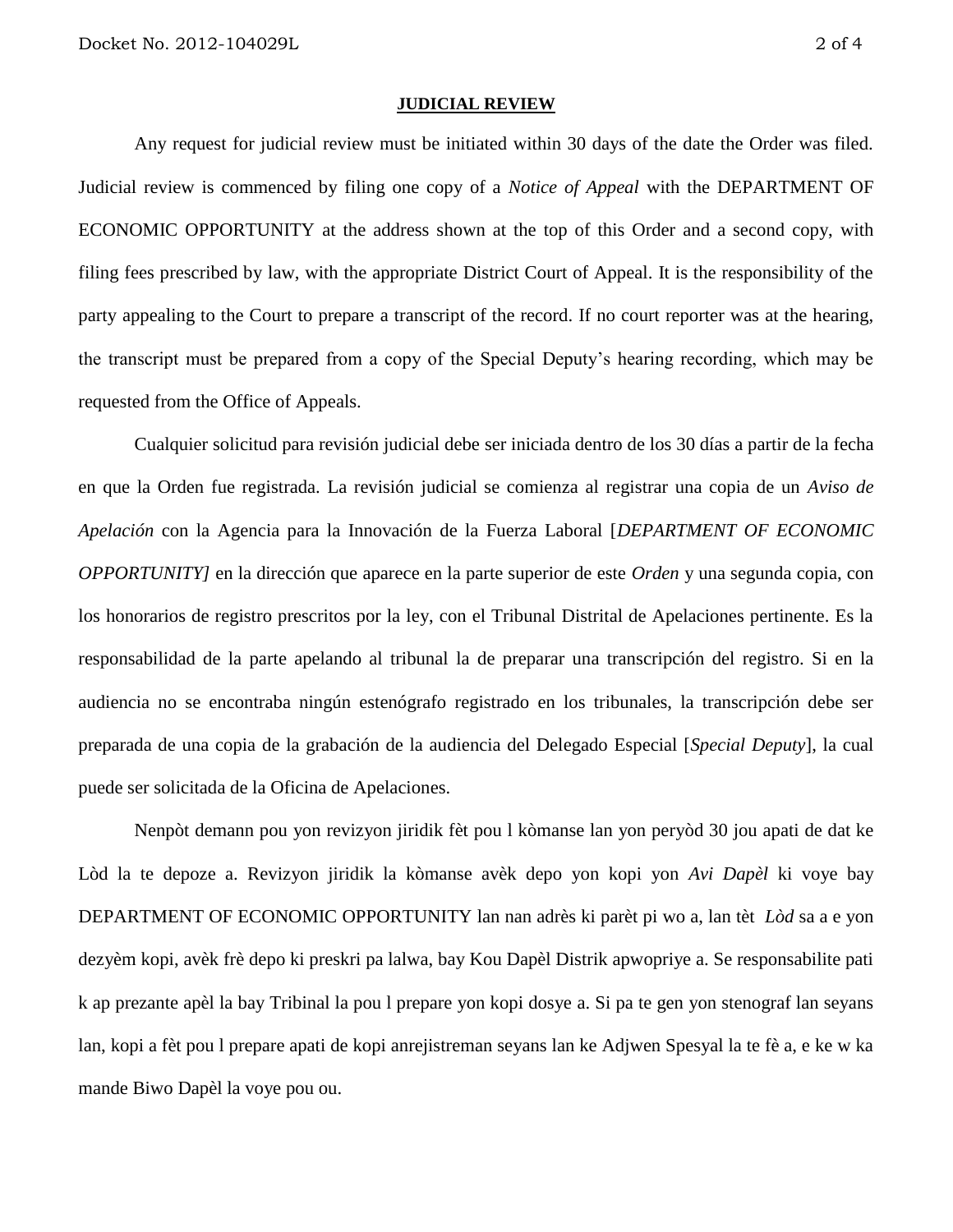## JUDICIAL REVIEW

Any request for judicial review must be initiated within 30 days of the date the Order was filed. Judicial review is commenced by filing one copy of a *Notice of Appeal* with the DEPARTMENT OF ECONOMIC OPPORTUNITY at the address shown at the top of this Order and a second copy, with filing fees prescribed by law, with the appropriate District Court of Appeal. It is the responsibility of the party appealing to the Court to prepare a transcript of the record. If no court reporter was at the hearing, the transcript must be prepared from a copy of the Special Deputy's hearing recording, which may be requested from the Office of Appeals.

Cualquier solicitud para revisión judicial debe ser iniciada dentro de los 30 días a partir de la fecha en que la Orden fue registrada. La revisión judicial se comienza al registrar una copia de un *Aviso de Apelación* con la Agencia para la Innovación de la Fuerza Laboral [*DEPARTMENT OF ECONOMIC OPPORTUNITY]* en la dirección que aparece en la parte superior de este *Orden* y una segunda copia, con los honorarios de registro prescritos por la ley, con el Tribunal Distrital de Apelaciones pertinente. Es la responsabilidad de la parte apelando al tribunal la de preparar una transcripción del registro. Si en la audiencia no se encontraba ningún estenógrafo registrado en los tribunales, la transcripción debe ser preparada de una copia de la grabación de la audiencia del Delegado Especial [*Special Deputy*], la cual puede ser solicitada de la Oficina de Apelaciones.

Nenpòt demann pou yon revizyon jiridik fèt pou l kòmanse lan yon peryòd 30 jou apati de dat ke Lòd la te depoze a. Revizyon jiridik la kòmanse avèk depo yon kopi yon *Avi Dapèl* ki voye bay DEPARTMENT OF ECONOMIC OPPORTUNITY lan nan adrès ki parèt pi wo a, lan tèt *Lòd* sa a e yon dezyèm kopi, avèk frè depo ki preskri pa lalwa, bay Kou Dapèl Distrik apwopriye a. Se responsabilite pati k ap prezante apèl la bay Tribinal la pou l prepare yon kopi dosye a. Si pa te gen yon stenograf lan seyans lan, kopi a fèt pou l prepare apati de kopi anrejistreman seyans lan ke Adjwen Spesyal la te fè a, e ke w ka mande Biwo Dapèl la voye pou ou.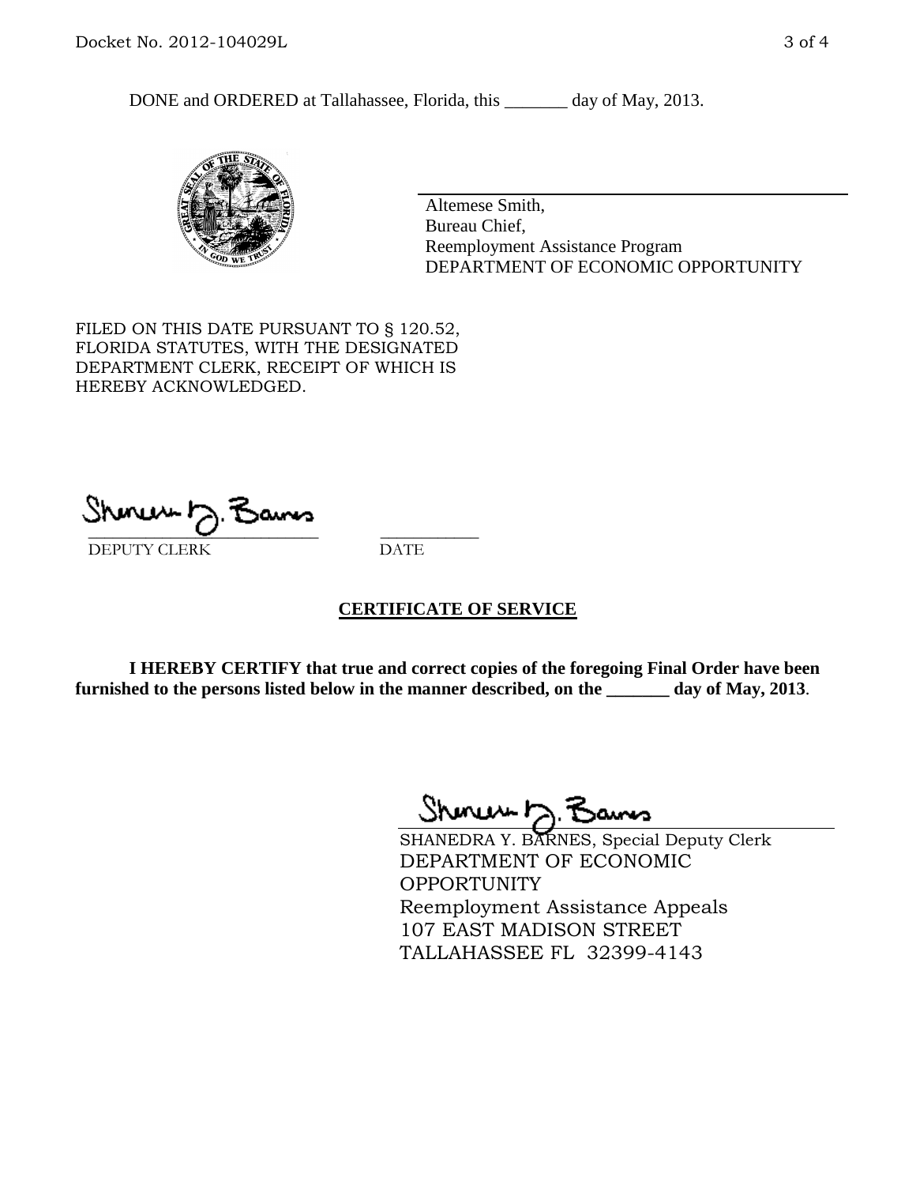DONE and ORDERED at Tallahassee, Florida, this _______ day of May, 2013.

Altemese Smith,
Bureau Chief,
Reemployment Assistance Program
DEPARTMENT OF ECONOMIC OPPORTUNITY

FILED ON THIS DATE PURSUANT TO § 120.52, FLORIDA STATUTES, WITH THE DESIGNATED DEPARTMENT CLERK, RECEIPT OF WHICH IS HEREBY ACKNOWLEDGED.

_____________________________ ___________
DEPUTY CLERK DATE

## CERTIFICATE OF SERVICE

**I HEREBY CERTIFY that true and correct copies of the foregoing Final Order have been furnished to the persons listed below in the manner described, on the _______ day of May, 2013.**

SHANEDRA Y. BARNES, Special Deputy Clerk
DEPARTMENT OF ECONOMIC OPPORTUNITY
Reemployment Assistance Appeals
107 EAST MADISON STREET
TALLAHASSEE FL 32399-4143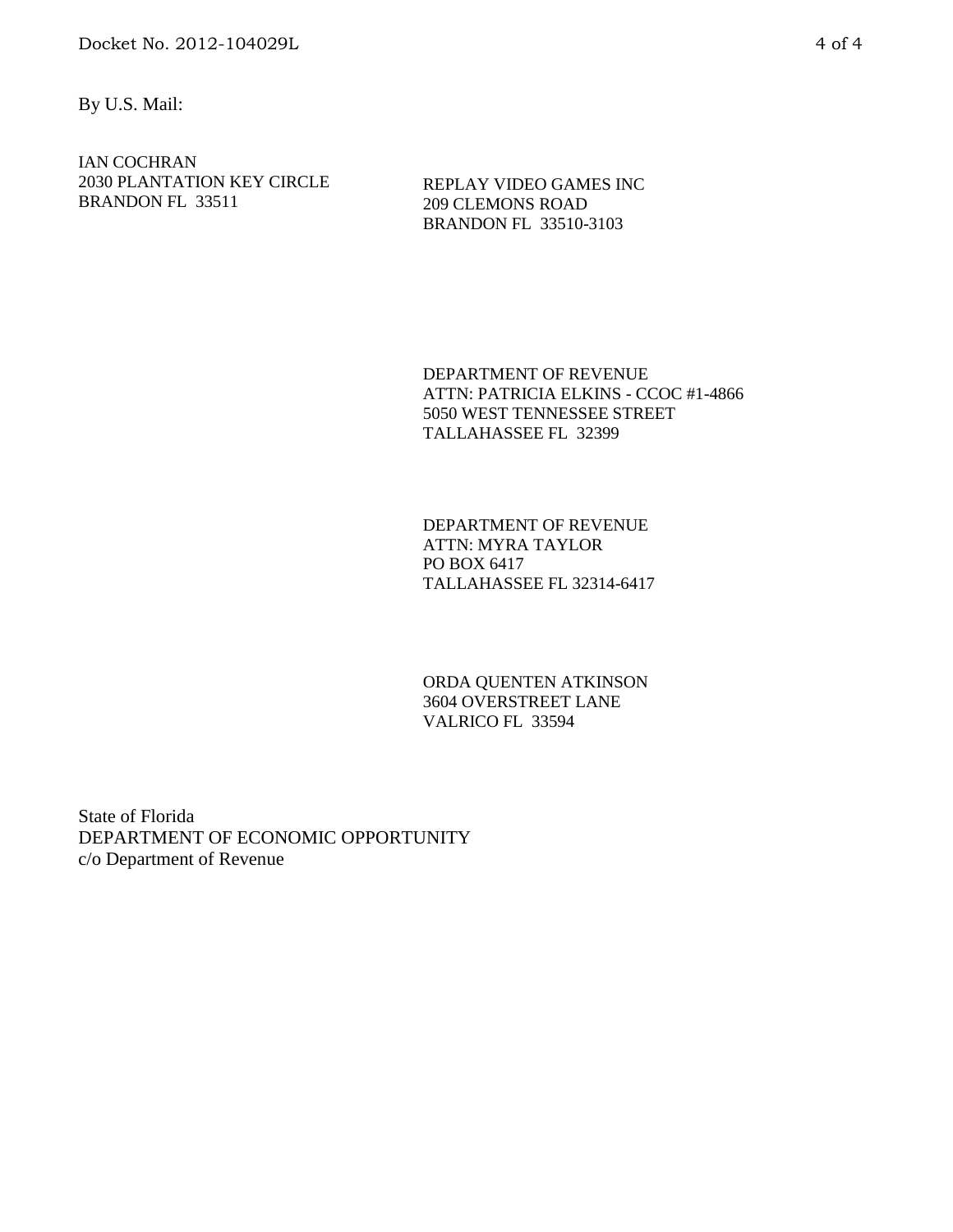By U.S. Mail:

IAN COCHRAN
2030 PLANTATION KEY CIRCLE
BRANDON FL 33511

REPLAY VIDEO GAMES INC
209 CLEMONS ROAD
BRANDON FL 33510-3103

DEPARTMENT OF REVENUE
ATTN: PATRICIA ELKINS - CCOC #1-4866
5050 WEST TENNESSEE STREET
TALLAHASSEE FL 32399

DEPARTMENT OF REVENUE
ATTN: MYRA TAYLOR
PO BOX 6417
TALLAHASSEE FL 32314-6417

ORDA QUENTEN ATKINSON
3604 OVERSTREET LANE
VALRICO FL 33594

State of Florida
DEPARTMENT OF ECONOMIC OPPORTUNITY
c/o Department of Revenue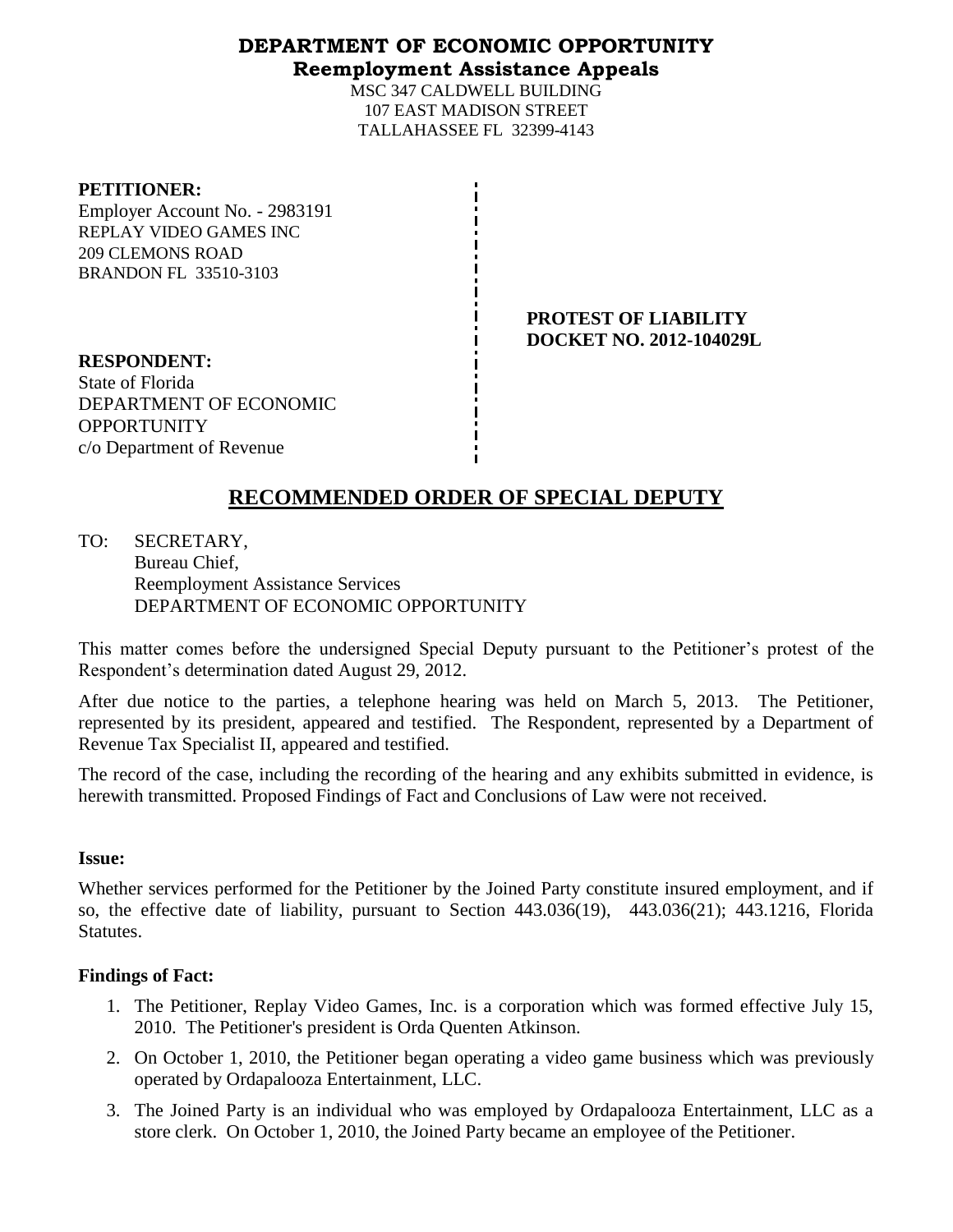**DEPARTMENT OF ECONOMIC OPPORTUNITY**
**Reemployment Assistance Appeals**

MSC 347 CALDWELL BUILDING
107 EAST MADISON STREET
TALLAHASSEE FL 32399-4143

**PETITIONER:**
Employer Account No. - 2983191
REPLAY VIDEO GAMES INC
209 CLEMONS ROAD
BRANDON FL 33510-3103

**PROTEST OF LIABILITY**
**DOCKET NO. 2012-104029L**

**RESPONDENT:**
State of Florida
DEPARTMENT OF ECONOMIC OPPORTUNITY
c/o Department of Revenue

# RECOMMENDED ORDER OF SPECIAL DEPUTY

TO: SECRETARY,
Bureau Chief,
Reemployment Assistance Services
DEPARTMENT OF ECONOMIC OPPORTUNITY

This matter comes before the undersigned Special Deputy pursuant to the Petitioner's protest of the Respondent's determination dated August 29, 2012.

After due notice to the parties, a telephone hearing was held on March 5, 2013. The Petitioner, represented by its president, appeared and testified. The Respondent, represented by a Department of Revenue Tax Specialist II, appeared and testified.

The record of the case, including the recording of the hearing and any exhibits submitted in evidence, is herewith transmitted. Proposed Findings of Fact and Conclusions of Law were not received.

**Issue:**

Whether services performed for the Petitioner by the Joined Party constitute insured employment, and if so, the effective date of liability, pursuant to Section 443.036(19), 443.036(21); 443.1216, Florida Statutes.

**Findings of Fact:**

1. The Petitioner, Replay Video Games, Inc. is a corporation which was formed effective July 15, 2010. The Petitioner's president is Orda Quenten Atkinson.
2. On October 1, 2010, the Petitioner began operating a video game business which was previously operated by Ordapalooza Entertainment, LLC.
3. The Joined Party is an individual who was employed by Ordapalooza Entertainment, LLC as a store clerk. On October 1, 2010, the Joined Party became an employee of the Petitioner.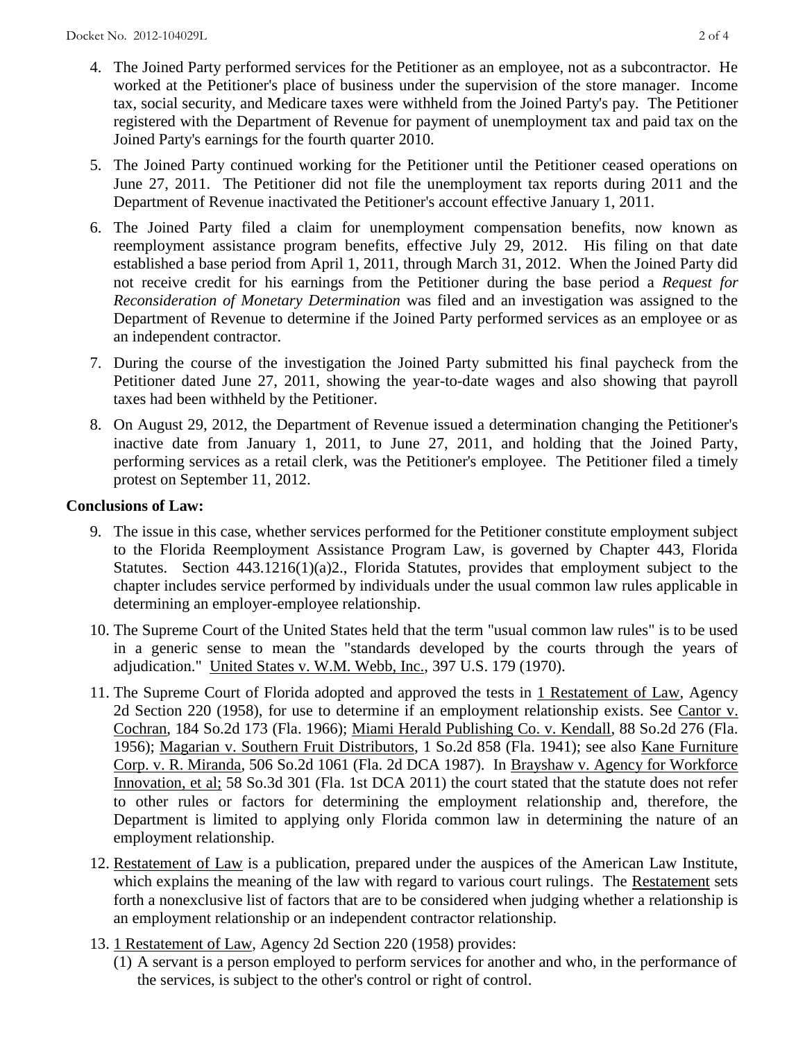4. The Joined Party performed services for the Petitioner as an employee, not as a subcontractor. He worked at the Petitioner's place of business under the supervision of the store manager. Income tax, social security, and Medicare taxes were withheld from the Joined Party's pay. The Petitioner registered with the Department of Revenue for payment of unemployment tax and paid tax on the Joined Party's earnings for the fourth quarter 2010.

5. The Joined Party continued working for the Petitioner until the Petitioner ceased operations on June 27, 2011. The Petitioner did not file the unemployment tax reports during 2011 and the Department of Revenue inactivated the Petitioner's account effective January 1, 2011.

6. The Joined Party filed a claim for unemployment compensation benefits, now known as reemployment assistance program benefits, effective July 29, 2012. His filing on that date established a base period from April 1, 2011, through March 31, 2012. When the Joined Party did not receive credit for his earnings from the Petitioner during the base period a *Request for Reconsideration of Monetary Determination* was filed and an investigation was assigned to the Department of Revenue to determine if the Joined Party performed services as an employee or as an independent contractor.

7. During the course of the investigation the Joined Party submitted his final paycheck from the Petitioner dated June 27, 2011, showing the year-to-date wages and also showing that payroll taxes had been withheld by the Petitioner.

8. On August 29, 2012, the Department of Revenue issued a determination changing the Petitioner's inactive date from January 1, 2011, to June 27, 2011, and holding that the Joined Party, performing services as a retail clerk, was the Petitioner's employee. The Petitioner filed a timely protest on September 11, 2012.

**Conclusions of Law:**

9. The issue in this case, whether services performed for the Petitioner constitute employment subject to the Florida Reemployment Assistance Program Law, is governed by Chapter 443, Florida Statutes. Section 443.1216(1)(a)2., Florida Statutes, provides that employment subject to the chapter includes service performed by individuals under the usual common law rules applicable in determining an employer-employee relationship.

10. The Supreme Court of the United States held that the term "usual common law rules" is to be used in a generic sense to mean the "standards developed by the courts through the years of adjudication." United States v. W.M. Webb, Inc., 397 U.S. 179 (1970).

11. The Supreme Court of Florida adopted and approved the tests in 1 Restatement of Law, Agency 2d Section 220 (1958), for use to determine if an employment relationship exists. See Cantor v. Cochran, 184 So.2d 173 (Fla. 1966); Miami Herald Publishing Co. v. Kendall, 88 So.2d 276 (Fla. 1956); Magarian v. Southern Fruit Distributors, 1 So.2d 858 (Fla. 1941); see also Kane Furniture Corp. v. R. Miranda, 506 So.2d 1061 (Fla. 2d DCA 1987). In Brayshaw v. Agency for Workforce Innovation, et al; 58 So.3d 301 (Fla. 1st DCA 2011) the court stated that the statute does not refer to other rules or factors for determining the employment relationship and, therefore, the Department is limited to applying only Florida common law in determining the nature of an employment relationship.

12. Restatement of Law is a publication, prepared under the auspices of the American Law Institute, which explains the meaning of the law with regard to various court rulings. The Restatement sets forth a nonexclusive list of factors that are to be considered when judging whether a relationship is an employment relationship or an independent contractor relationship.

13. 1 Restatement of Law, Agency 2d Section 220 (1958) provides:
    (1) A servant is a person employed to perform services for another and who, in the performance of the services, is subject to the other's control or right of control.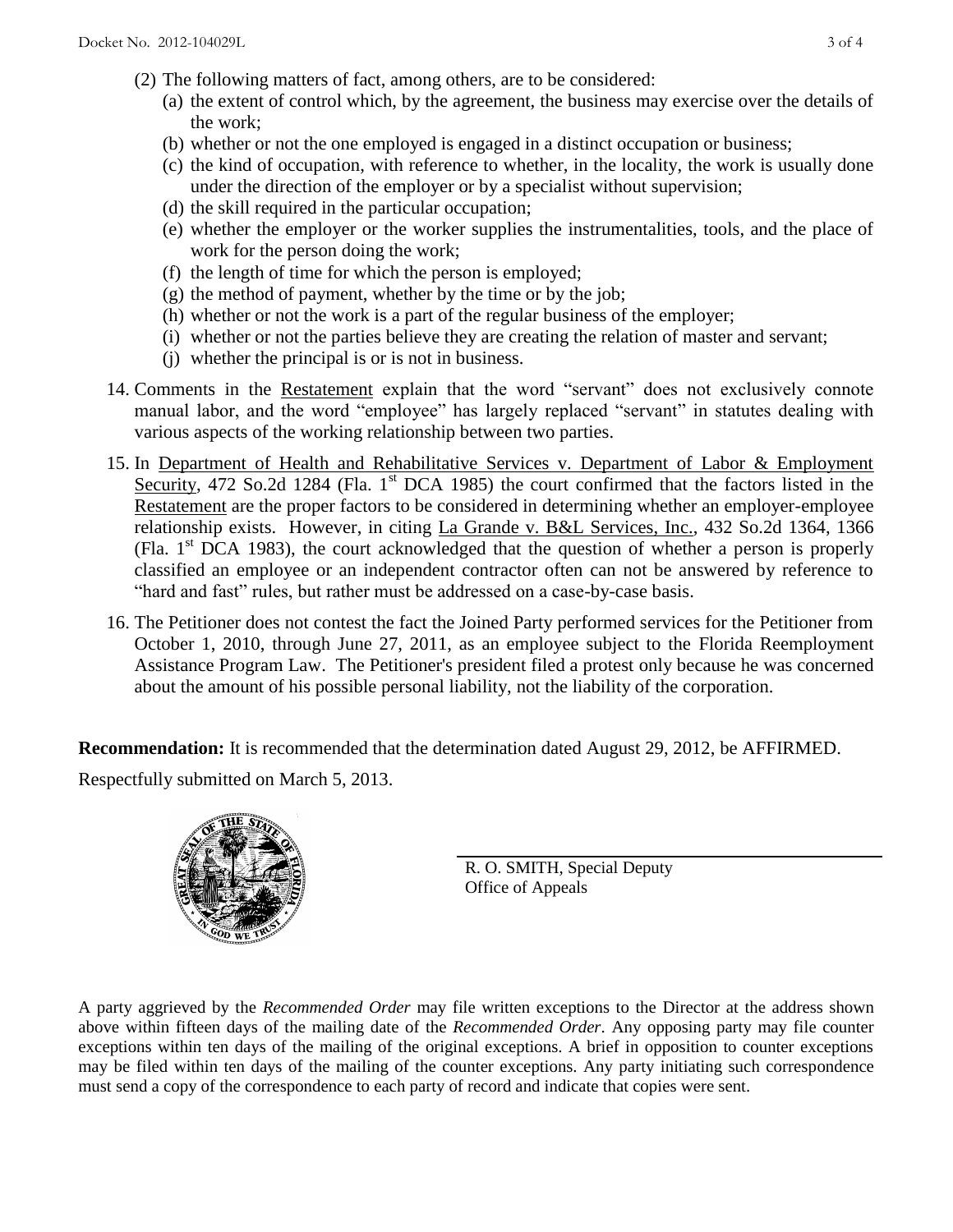(2) The following matters of fact, among others, are to be considered:

(a) the extent of control which, by the agreement, the business may exercise over the details of the work;

(b) whether or not the one employed is engaged in a distinct occupation or business;

(c) the kind of occupation, with reference to whether, in the locality, the work is usually done under the direction of the employer or by a specialist without supervision;

(d) the skill required in the particular occupation;

(e) whether the employer or the worker supplies the instrumentalities, tools, and the place of work for the person doing the work;

(f) the length of time for which the person is employed;

(g) the method of payment, whether by the time or by the job;

(h) whether or not the work is a part of the regular business of the employer;

(i) whether or not the parties believe they are creating the relation of master and servant;

(j) whether the principal is or is not in business.

14. Comments in the Restatement explain that the word "servant" does not exclusively connote manual labor, and the word "employee" has largely replaced "servant" in statutes dealing with various aspects of the working relationship between two parties.

15. In Department of Health and Rehabilitative Services v. Department of Labor & Employment Security, 472 So.2d 1284 (Fla. 1st DCA 1985) the court confirmed that the factors listed in the Restatement are the proper factors to be considered in determining whether an employer-employee relationship exists. However, in citing La Grande v. B&L Services, Inc., 432 So.2d 1364, 1366 (Fla. 1st DCA 1983), the court acknowledged that the question of whether a person is properly classified an employee or an independent contractor often can not be answered by reference to "hard and fast" rules, but rather must be addressed on a case-by-case basis.

16. The Petitioner does not contest the fact the Joined Party performed services for the Petitioner from October 1, 2010, through June 27, 2011, as an employee subject to the Florida Reemployment Assistance Program Law. The Petitioner's president filed a protest only because he was concerned about the amount of his possible personal liability, not the liability of the corporation.

**Recommendation:** It is recommended that the determination dated August 29, 2012, be AFFIRMED.

Respectfully submitted on March 5, 2013.

R. O. SMITH, Special Deputy
Office of Appeals

A party aggrieved by the *Recommended Order* may file written exceptions to the Director at the address shown above within fifteen days of the mailing date of the *Recommended Order*. Any opposing party may file counter exceptions within ten days of the mailing of the original exceptions. A brief in opposition to counter exceptions may be filed within ten days of the mailing of the counter exceptions. Any party initiating such correspondence must send a copy of the correspondence to each party of record and indicate that copies were sent.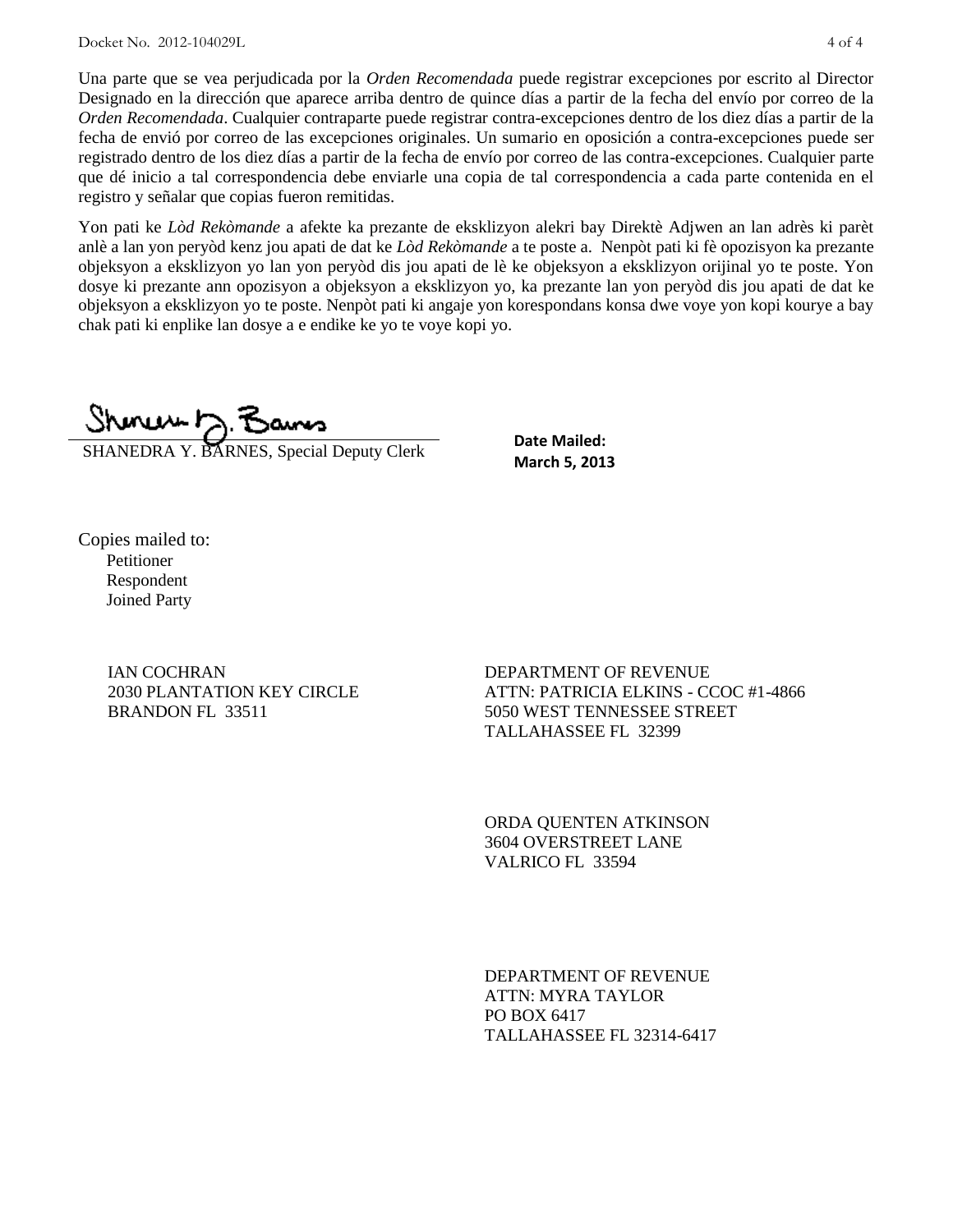Una parte que se vea perjudicada por la *Orden Recomendada* puede registrar excepciones por escrito al Director Designado en la dirección que aparece arriba dentro de quince días a partir de la fecha del envío por correo de la *Orden Recomendada*. Cualquier contraparte puede registrar contra-excepciones dentro de los diez días a partir de la fecha de envió por correo de las excepciones originales. Un sumario en oposición a contra-excepciones puede ser registrado dentro de los diez días a partir de la fecha de envío por correo de las contra-excepciones. Cualquier parte que dé inicio a tal correspondencia debe enviarle una copia de tal correspondencia a cada parte contenida en el registro y señalar que copias fueron remitidas.

Yon pati ke *Lòd Rekòmande* a afekte ka prezante de eksklizyon alekri bay Direktè Adjwen an lan adrès ki parèt anlè a lan yon peryòd kenz jou apati de dat ke *Lòd Rekòmande* a te poste a. Nenpòt pati ki fè opozisyon ka prezante objeksyon a eksklizyon yo lan yon peryòd dis jou apati de lè ke objeksyon a eksklizyon orijinal yo te poste. Yon dosye ki prezante ann opozisyon a objeksyon a eksklizyon yo, ka prezante lan yon peryòd dis jou apati de dat ke objeksyon a eksklizyon yo te poste. Nenpòt pati ki angaje yon korespondans konsa dwe voye yon kopi kourye a bay chak pati ki enplike lan dosye a e endike ke yo te voye kopi yo.

SHANEDRA Y. BARNES, Special Deputy Clerk

**Date Mailed:**
**March 5, 2013**

Copies mailed to:
Petitioner
Respondent
Joined Party

IAN COCHRAN
2030 PLANTATION KEY CIRCLE
BRANDON FL 33511

DEPARTMENT OF REVENUE
ATTN: PATRICIA ELKINS - CCOC #1-4866
5050 WEST TENNESSEE STREET
TALLAHASSEE FL 32399

ORDA QUENTEN ATKINSON
3604 OVERSTREET LANE
VALRICO FL 33594

DEPARTMENT OF REVENUE
ATTN: MYRA TAYLOR
PO BOX 6417
TALLAHASSEE FL 32314-6417